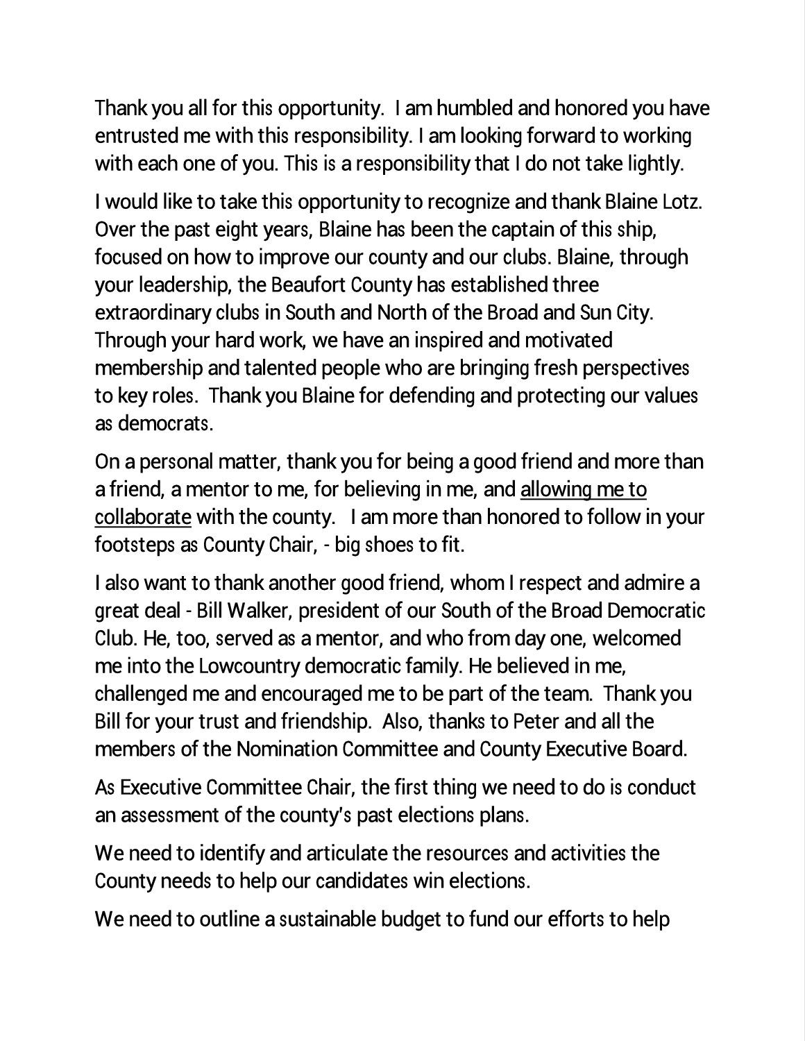Thank you all for this opportunity. I am humbled and honored you have entrusted me with this responsibility. I am looking forward to working with each one of you. This is a responsibility that I do not take lightly.

I would like to take this opportunity to recognize and thank Blaine Lotz. Over the past eight years, Blaine has been the captain of this ship, focused on how to improve our county and our clubs. Blaine, through your leadership, the Beaufort County has established three extraordinary clubs in South and North of the Broad and Sun City. Through your hard work, we have an inspired and motivated membership and talented people who are bringing fresh perspectives to key roles. Thank you Blaine for defending and protecting our values as democrats.

On a personal matter, thank you for being a good friend and more than a friend, a mentor to me, for believing in me, and <u>allowing me to collaborate</u> with the county. I am more than honored to follow in your footsteps as County Chair, - big shoes to fit.

I also want to thank another good friend, whom I respect and admire a great deal - Bill Walker, president of our South of the Broad Democratic Club. He, too, served as a mentor, and who from day one, welcomed me into the Lowcountry democratic family. He believed in me, challenged me and encouraged me to be part of the team. Thank you Bill for your trust and friendship. Also, thanks to Peter and all the members of the Nomination Committee and County Executive Board.

As Executive Committee Chair, the first thing we need to do is conduct an assessment of the county's past elections plans.

We need to identify and articulate the resources and activities the County needs to help our candidates win elections.

We need to outline a sustainable budget to fund our efforts to help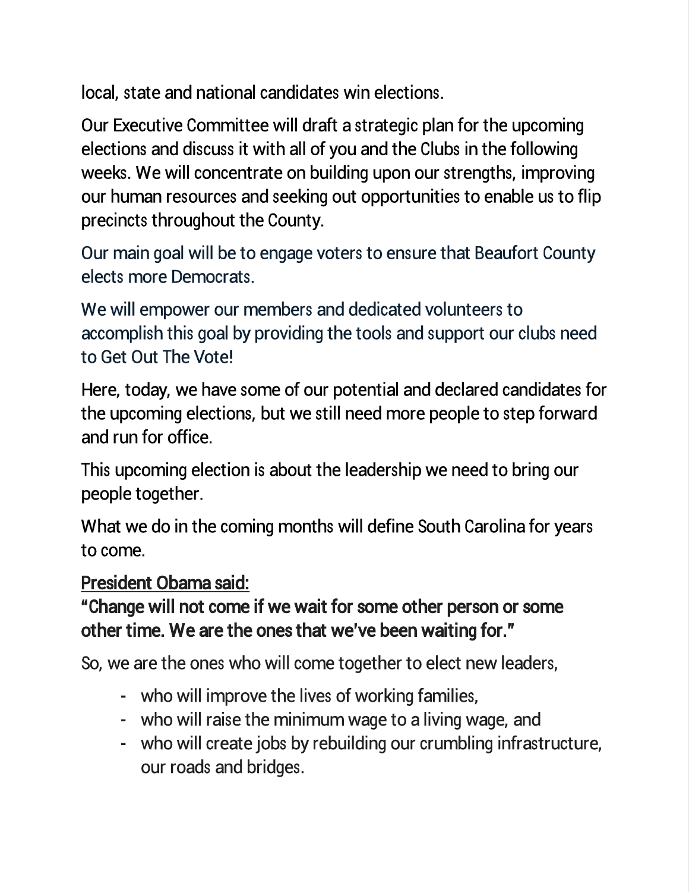local, state and national candidates win elections.

Our Executive Committee will draft a strategic plan for the upcoming elections and discuss it with all of you and the Clubs in the following weeks. We will concentrate on building upon our strengths, improving our human resources and seeking out opportunities to enable us to flip precincts throughout the County.

Our main goal will be to engage voters to ensure that Beaufort County elects more Democrats.

We will empower our members and dedicated volunteers to accomplish this goal by providing the tools and support our clubs need to Get Out The Vote!

Here, today, we have some of our potential and declared candidates for the upcoming elections, but we still need more people to step forward and run for office.

This upcoming election is about the leadership we need to bring our people together.

What we do in the coming months will define South Carolina for years to come.

**President Obama said:**

**"Change will not come if we wait for some other person or some other time. We are the ones that we've been waiting for."**

So, we are the ones who will come together to elect new leaders,

- who will improve the lives of working families,
- who will raise the minimum wage to a living wage, and
- who will create jobs by rebuilding our crumbling infrastructure, our roads and bridges.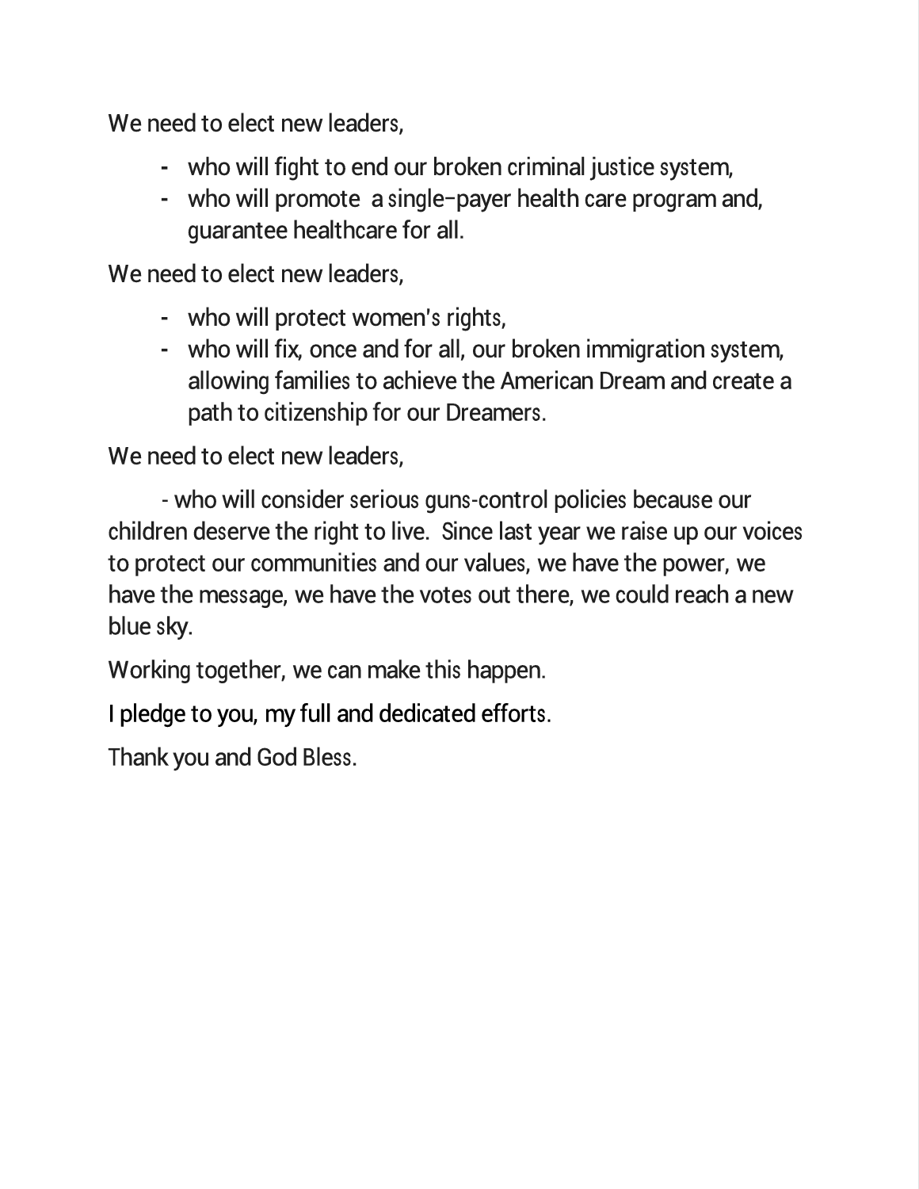We need to elect new leaders,

- who will fight to end our broken criminal justice system,
- who will promote  a single-payer health care program and, guarantee healthcare for all.

We need to elect new leaders,

- who will protect women's rights,
- who will fix, once and for all, our broken immigration system, allowing families to achieve the American Dream and create a path to citizenship for our Dreamers.

We need to elect new leaders,

- who will consider serious guns-control policies because our children deserve the right to live.  Since last year we raise up our voices to protect our communities and our values, we have the power, we have the message, we have the votes out there, we could reach a new blue sky.

Working together, we can make this happen.

I pledge to you, my full and dedicated efforts.

Thank you and God Bless.